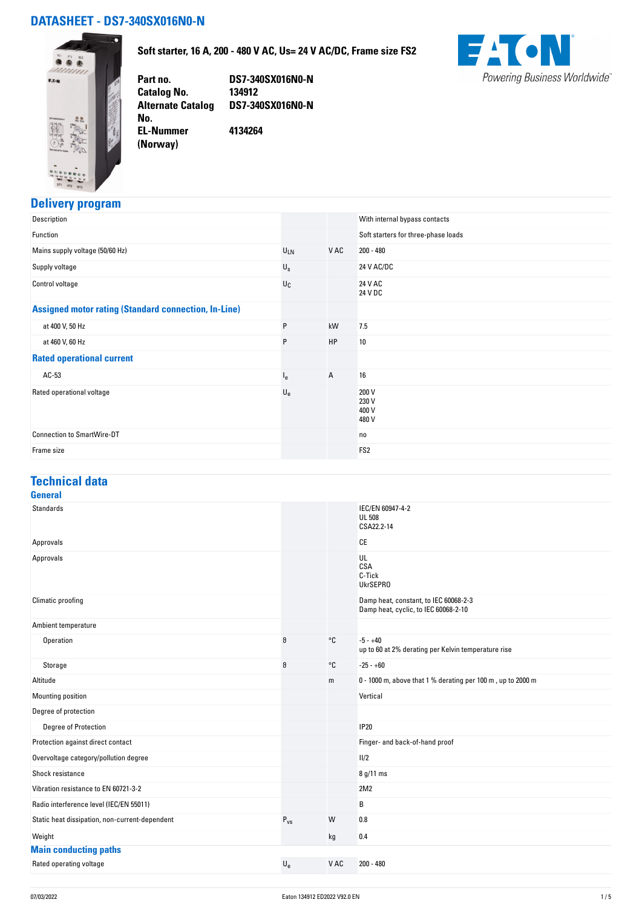# DATASHEET - DS7-340SX016N0-N

**Soft starter, 16 A, 200 - 480 V AC, Us= 24 V AC/DC, Frame size FS2**

| | |
|---|---|
| **Part no.** | **DS7-340SX016N0-N** |
| **Catalog No.** | **134912** |
| **Alternate Catalog No.** | **DS7-340SX016N0-N** |
| **EL-Nummer (Norway)** | **4134264** |

## Delivery program

| | | | |
|---|---|---|---|
| Description | | | With internal bypass contacts |
| Function | | | Soft starters for three-phase loads |
| Mains supply voltage (50/60 Hz) | $U_{LN}$ | V AC | 200 - 480 |
| Supply voltage | $U_s$ | | 24 V AC/DC |
| Control voltage | $U_C$ | | 24 V AC<br>24 V DC |
| **Assigned motor rating (Standard connection, In-Line)** | | | |
| at 400 V, 50 Hz | P | kW | 7.5 |
| at 460 V, 60 Hz | P | HP | 10 |
| **Rated operational current** | | | |
| AC-53 | $I_e$ | A | 16 |
| Rated operational voltage | $U_e$ | | 200 V<br>230 V<br>400 V<br>480 V |
| Connection to SmartWire-DT | | | no |
| Frame size | | | FS2 |

## Technical data

### General

| | | | |
|---|---|---|---|
| Standards | | | IEC/EN 60947-4-2<br>UL 508<br>CSA22.2-14 |
| Approvals | | | CE |
| Approvals | | | UL<br>CSA<br>C-Tick<br>UkrSEPRO |
| Climatic proofing | | | Damp heat, constant, to IEC 60068-2-3<br>Damp heat, cyclic, to IEC 60068-2-10 |
| Ambient temperature | | | |
| Operation | $\vartheta$ | °C | -5 - +40<br>up to 60 at 2% derating per Kelvin temperature rise |
| Storage | $\vartheta$ | °C | -25 - +60 |
| Altitude | | m | 0 - 1000 m, above that 1 % derating per 100 m , up to 2000 m |
| Mounting position | | | Vertical |
| Degree of protection | | | |
| Degree of Protection | | | IP20 |
| Protection against direct contact | | | Finger- and back-of-hand proof |
| Overvoltage category/pollution degree | | | II/2 |
| Shock resistance | | | 8 g/11 ms |
| Vibration resistance to EN 60721-3-2 | | | 2M2 |
| Radio interference level (IEC/EN 55011) | | | B |
| Static heat dissipation, non-current-dependent | $P_{vs}$ | W | 0.8 |
| Weight | | kg | 0.4 |

### Main conducting paths

| | | | |
|---|---|---|---|
| Rated operating voltage | $U_e$ | V AC | 200 - 480 |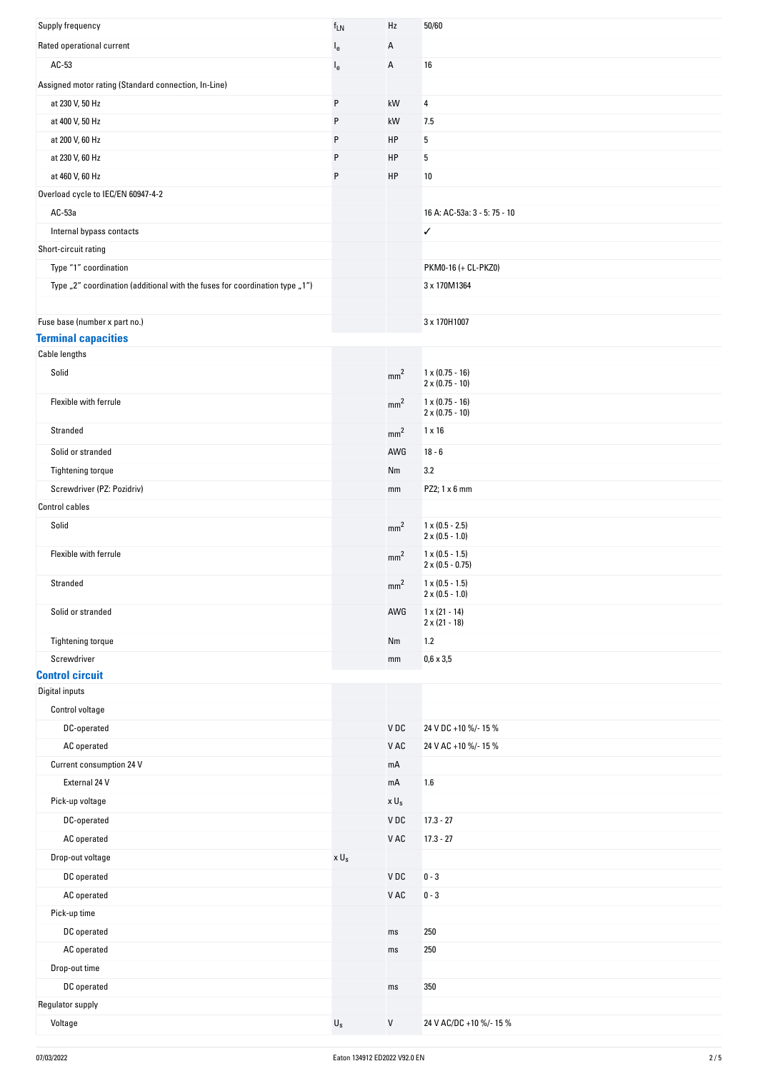| | | | |
|---|---|---|---|
| Supply frequency | $f_{LN}$ | Hz | 50/60 |
| Rated operational current | $I_e$ | A | |
| AC-53 | $I_e$ | A | 16 |
| Assigned motor rating (Standard connection, In-Line) | | | |
| at 230 V, 50 Hz | P | kW | 4 |
| at 400 V, 50 Hz | P | kW | 7.5 |
| at 200 V, 60 Hz | P | HP | 5 |
| at 230 V, 60 Hz | P | HP | 5 |
| at 460 V, 60 Hz | P | HP | 10 |
| Overload cycle to IEC/EN 60947-4-2 | | | |
| AC-53a | | | 16 A: AC-53a: 3 - 5: 75 - 10 |
| Internal bypass contacts | | | ✓ |
| Short-circuit rating | | | |
| Type "1" coordination | | | PKM0-16 (+ CL-PKZ0) |
| Type „2" coordination (additional with the fuses for coordination type „1") | | | 3 x 170M1364 |
| Fuse base (number x part no.) | | | 3 x 170H1007 |

## Terminal capacities

| | | | |
|---|---|---|---|
| Cable lengths | | | |
| Solid | | $mm^2$ | 1 x (0.75 - 16)<br>2 x (0.75 - 10) |
| Flexible with ferrule | | $mm^2$ | 1 x (0.75 - 16)<br>2 x (0.75 - 10) |
| Stranded | | $mm^2$ | 1 x 16 |
| Solid or stranded | | AWG | 18 - 6 |
| Tightening torque | | Nm | 3.2 |
| Screwdriver (PZ: Pozidriv) | | mm | PZ2; 1 x 6 mm |
| Control cables | | | |
| Solid | | $mm^2$ | 1 x (0.5 - 2.5)<br>2 x (0.5 - 1.0) |
| Flexible with ferrule | | $mm^2$ | 1 x (0.5 - 1.5)<br>2 x (0.5 - 0.75) |
| Stranded | | $mm^2$ | 1 x (0.5 - 1.5)<br>2 x (0.5 - 1.0) |
| Solid or stranded | | AWG | 1 x (21 - 14)<br>2 x (21 - 18) |
| Tightening torque | | Nm | 1.2 |
| Screwdriver | | mm | 0,6 x 3,5 |

## Control circuit

| | | | |
|---|---|---|---|
| Digital inputs | | | |
| Control voltage | | | |
| DC-operated | | V DC | 24 V DC +10 %/- 15 % |
| AC operated | | V AC | 24 V AC +10 %/- 15 % |
| Current consumption 24 V | | mA | |
| External 24 V | | mA | 1.6 |
| Pick-up voltage | | x $U_s$ | |
| DC-operated | | V DC | 17.3 - 27 |
| AC operated | | V AC | 17.3 - 27 |
| Drop-out voltage | x $U_s$ | | |
| DC operated | | V DC | 0 - 3 |
| AC operated | | V AC | 0 - 3 |
| Pick-up time | | | |
| DC operated | | ms | 250 |
| AC operated | | ms | 250 |
| Drop-out time | | | |
| DC operated | | ms | 350 |
| Regulator supply | | | |
| Voltage | $U_s$ | V | 24 V AC/DC +10 %/- 15 % |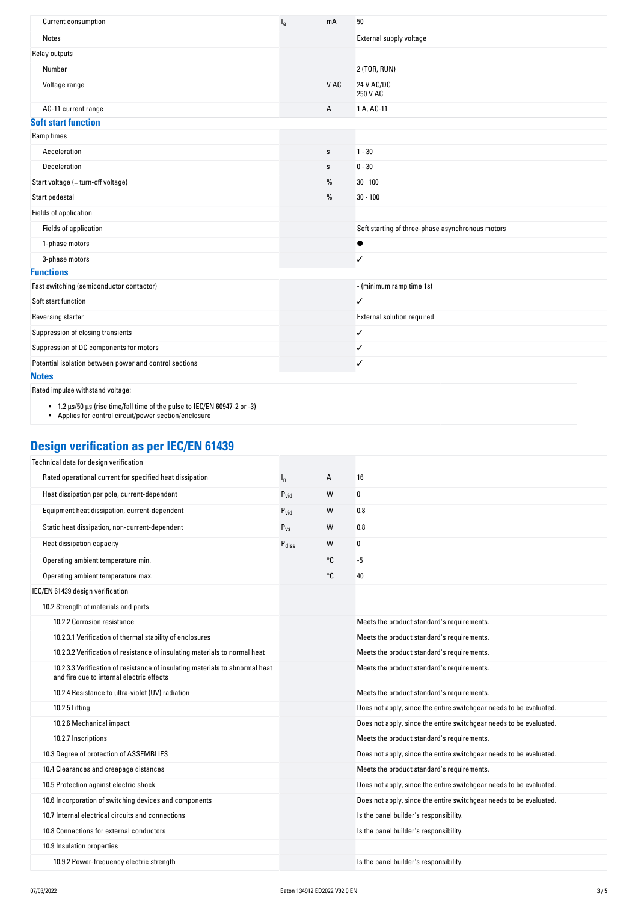| | | | |
|---|---|---|---|
| Current consumption | $I_e$ | mA | 50 |
| Notes | | | External supply voltage |
| Relay outputs | | | |
| Number | | | 2 (TOR, RUN) |
| Voltage range | | V AC | 24 V AC/DC<br>250 V AC |
| AC-11 current range | | A | 1 A, AC-11 |

## Soft start function

| | | | |
|---|---|---|---|
| Ramp times | | | |
| Acceleration | | s | 1 - 30 |
| Deceleration | | s | 0 - 30 |
| Start voltage (= turn-off voltage) | | % | 30 100 |
| Start pedestal | | % | 30 - 100 |
| Fields of application | | | |
| Fields of application | | | Soft starting of three-phase asynchronous motors |
| 1-phase motors | | | ● |
| 3-phase motors | | | ✓ |

## Functions

| | | | |
|---|---|---|---|
| Fast switching (semiconductor contactor) | | | - (minimum ramp time 1s) |
| Soft start function | | | ✓ |
| Reversing starter | | | External solution required |
| Suppression of closing transients | | | ✓ |
| Suppression of DC components for motors | | | ✓ |
| Potential isolation between power and control sections | | | ✓ |

## Notes

Rated impulse withstand voltage:

- 1.2 µs/50 µs (rise time/fall time of the pulse to IEC/EN 60947-2 or -3)
- Applies for control circuit/power section/enclosure

# Design verification as per IEC/EN 61439

| | | | |
|---|---|---|---|
| Technical data for design verification | | | |
| Rated operational current for specified heat dissipation | $I_n$ | A | 16 |
| Heat dissipation per pole, current-dependent | $P_{vid}$ | W | 0 |
| Equipment heat dissipation, current-dependent | $P_{vid}$ | W | 0.8 |
| Static heat dissipation, non-current-dependent | $P_{vs}$ | W | 0.8 |
| Heat dissipation capacity | $P_{diss}$ | W | 0 |
| Operating ambient temperature min. | | °C | -5 |
| Operating ambient temperature max. | | °C | 40 |
| IEC/EN 61439 design verification | | | |
| 10.2 Strength of materials and parts | | | |
| 10.2.2 Corrosion resistance | | | Meets the product standard's requirements. |
| 10.2.3.1 Verification of thermal stability of enclosures | | | Meets the product standard's requirements. |
| 10.2.3.2 Verification of resistance of insulating materials to normal heat | | | Meets the product standard's requirements. |
| 10.2.3.3 Verification of resistance of insulating materials to abnormal heat and fire due to internal electric effects | | | Meets the product standard's requirements. |
| 10.2.4 Resistance to ultra-violet (UV) radiation | | | Meets the product standard's requirements. |
| 10.2.5 Lifting | | | Does not apply, since the entire switchgear needs to be evaluated. |
| 10.2.6 Mechanical impact | | | Does not apply, since the entire switchgear needs to be evaluated. |
| 10.2.7 Inscriptions | | | Meets the product standard's requirements. |
| 10.3 Degree of protection of ASSEMBLIES | | | Does not apply, since the entire switchgear needs to be evaluated. |
| 10.4 Clearances and creepage distances | | | Meets the product standard's requirements. |
| 10.5 Protection against electric shock | | | Does not apply, since the entire switchgear needs to be evaluated. |
| 10.6 Incorporation of switching devices and components | | | Does not apply, since the entire switchgear needs to be evaluated. |
| 10.7 Internal electrical circuits and connections | | | Is the panel builder's responsibility. |
| 10.8 Connections for external conductors | | | Is the panel builder's responsibility. |
| 10.9 Insulation properties | | | |
| 10.9.2 Power-frequency electric strength | | | Is the panel builder's responsibility. |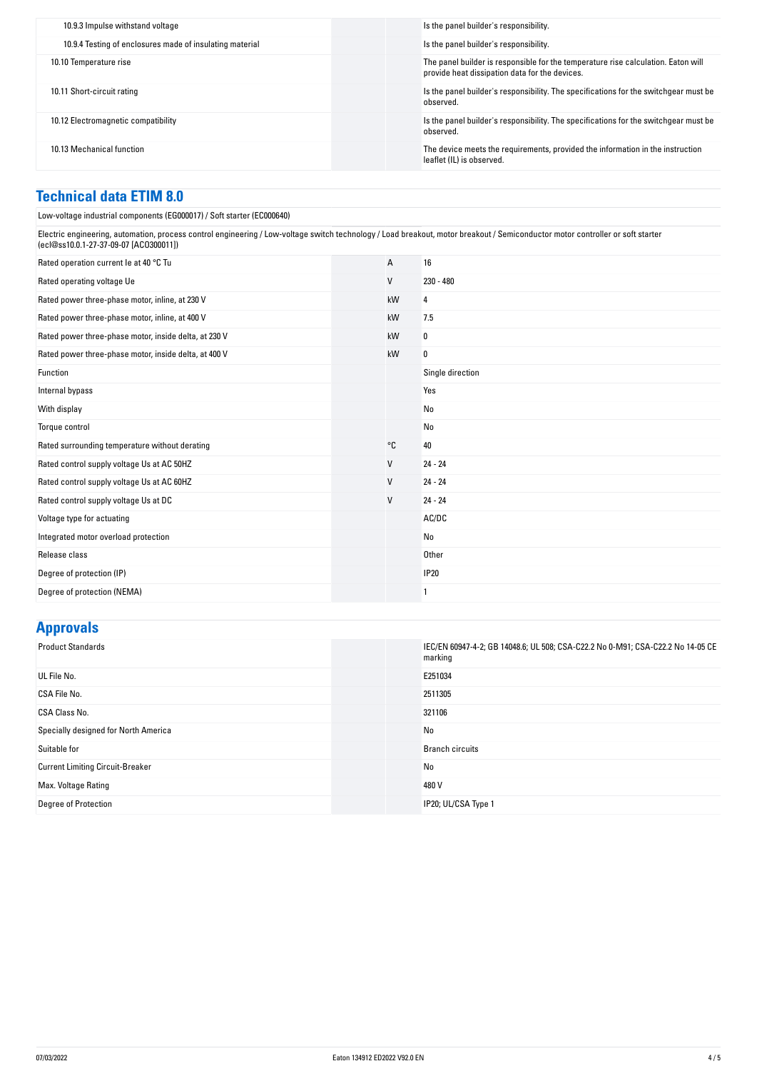| | | |
|---|---|---|
| 10.9.3 Impulse withstand voltage | | Is the panel builder's responsibility. |
| 10.9.4 Testing of enclosures made of insulating material | | Is the panel builder's responsibility. |
| 10.10 Temperature rise | | The panel builder is responsible for the temperature rise calculation. Eaton will provide heat dissipation data for the devices. |
| 10.11 Short-circuit rating | | Is the panel builder's responsibility. The specifications for the switchgear must be observed. |
| 10.12 Electromagnetic compatibility | | Is the panel builder's responsibility. The specifications for the switchgear must be observed. |
| 10.13 Mechanical function | | The device meets the requirements, provided the information in the instruction leaflet (IL) is observed. |

## Technical data ETIM 8.0

Low-voltage industrial components (EG000017) / Soft starter (EC000640)

Electric engineering, automation, process control engineering / Low-voltage switch technology / Load breakout, motor breakout / Semiconductor motor controller or soft starter (ecl@ss10.0.1-27-37-09-07 [ACO300011])

| | | |
|---|---|---|
| Rated operation current Ie at 40 °C Tu | A | 16 |
| Rated operating voltage Ue | V | 230 - 480 |
| Rated power three-phase motor, inline, at 230 V | kW | 4 |
| Rated power three-phase motor, inline, at 400 V | kW | 7.5 |
| Rated power three-phase motor, inside delta, at 230 V | kW | 0 |
| Rated power three-phase motor, inside delta, at 400 V | kW | 0 |
| Function | | Single direction |
| Internal bypass | | Yes |
| With display | | No |
| Torque control | | No |
| Rated surrounding temperature without derating | °C | 40 |
| Rated control supply voltage Us at AC 50HZ | V | 24 - 24 |
| Rated control supply voltage Us at AC 60HZ | V | 24 - 24 |
| Rated control supply voltage Us at DC | V | 24 - 24 |
| Voltage type for actuating | | AC/DC |
| Integrated motor overload protection | | No |
| Release class | | Other |
| Degree of protection (IP) | | IP20 |
| Degree of protection (NEMA) | | 1 |

## Approvals

| | | |
|---|---|---|
| Product Standards | | IEC/EN 60947-4-2; GB 14048.6; UL 508; CSA-C22.2 No 0-M91; CSA-C22.2 No 14-05 CE marking |
| UL File No. | | E251034 |
| CSA File No. | | 2511305 |
| CSA Class No. | | 321106 |
| Specially designed for North America | | No |
| Suitable for | | Branch circuits |
| Current Limiting Circuit-Breaker | | No |
| Max. Voltage Rating | | 480 V |
| Degree of Protection | | IP20; UL/CSA Type 1 |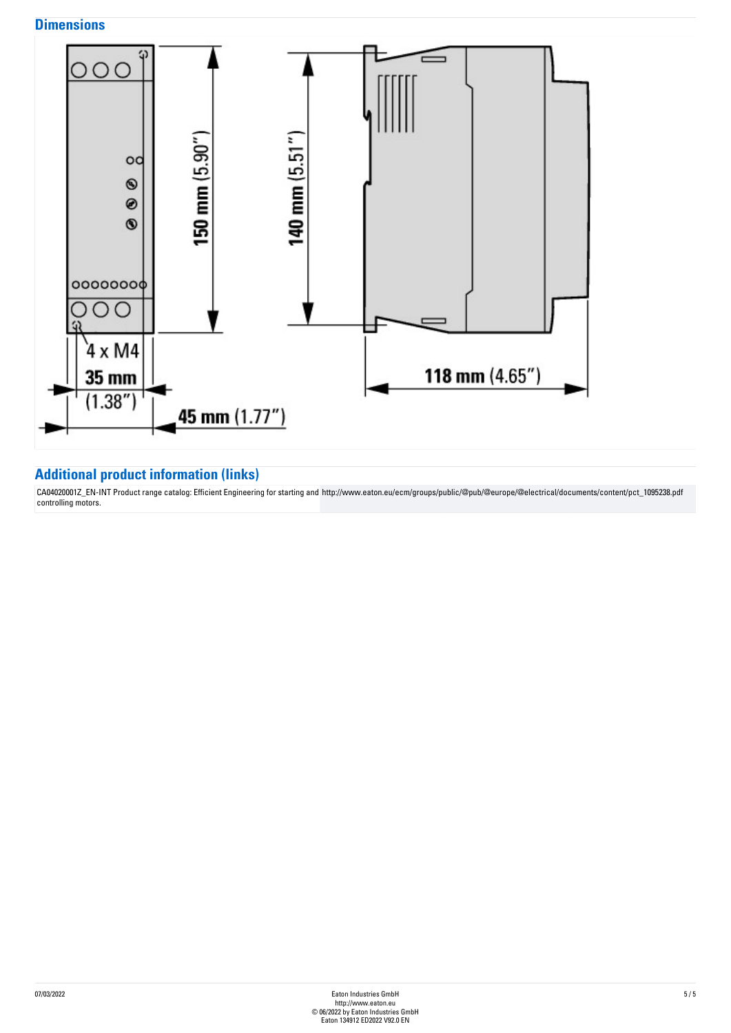## Dimensions

150 mm (5.90")

140 mm (5.51")

4 x M4

35 mm (1.38")

45 mm (1.77")

118 mm (4.65")

## Additional product information (links)

| | |
|---|---|
| CA04020001Z_EN-INT Product range catalog: Efficient Engineering for starting and controlling motors. | http://www.eaton.eu/ecm/groups/public/@pub/@europe/@electrical/documents/content/pct_1095238.pdf |